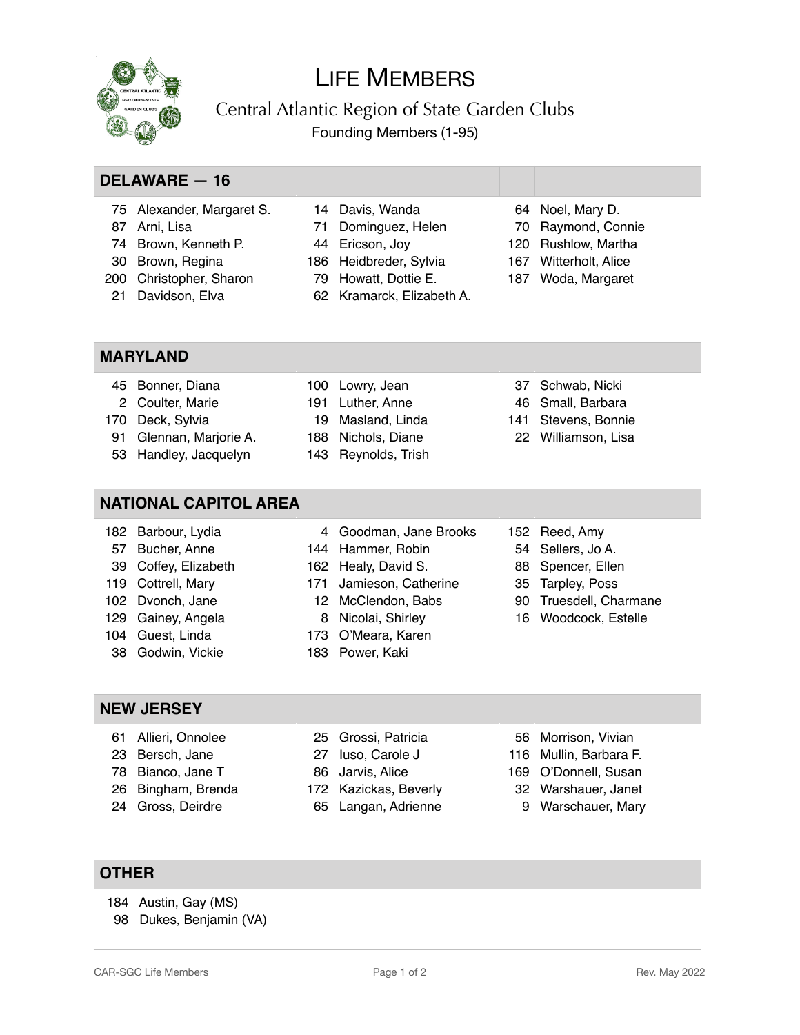# LIFE MEMBERS

## Central Atlantic Region of State Garden Clubs

Founding Members (1-95)

### DELAWARE — 16

75 Alexander, Margaret S.
87 Arni, Lisa
74 Brown, Kenneth P.
30 Brown, Regina
200 Christopher, Sharon
21 Davidson, Elva
14 Davis, Wanda
71 Dominguez, Helen
44 Ericson, Joy
186 Heidbreder, Sylvia
79 Howatt, Dottie E.
62 Kramarck, Elizabeth A.
64 Noel, Mary D.
70 Raymond, Connie
120 Rushlow, Martha
167 Witterholt, Alice
187 Woda, Margaret

### MARYLAND

45 Bonner, Diana
2 Coulter, Marie
170 Deck, Sylvia
91 Glennan, Marjorie A.
53 Handley, Jacquelyn
100 Lowry, Jean
191 Luther, Anne
19 Masland, Linda
188 Nichols, Diane
143 Reynolds, Trish
37 Schwab, Nicki
46 Small, Barbara
141 Stevens, Bonnie
22 Williamson, Lisa

### NATIONAL CAPITOL AREA

182 Barbour, Lydia
57 Bucher, Anne
39 Coffey, Elizabeth
119 Cottrell, Mary
102 Dvonch, Jane
129 Gainey, Angela
104 Guest, Linda
38 Godwin, Vickie
4 Goodman, Jane Brooks
144 Hammer, Robin
162 Healy, David S.
171 Jamieson, Catherine
12 McClendon, Babs
8 Nicolai, Shirley
173 O'Meara, Karen
183 Power, Kaki
152 Reed, Amy
54 Sellers, Jo A.
88 Spencer, Ellen
35 Tarpley, Poss
90 Truesdell, Charmane
16 Woodcock, Estelle

### NEW JERSEY

61 Allieri, Onnolee
23 Bersch, Jane
78 Bianco, Jane T
26 Bingham, Brenda
24 Gross, Deirdre
25 Grossi, Patricia
27 Iuso, Carole J
86 Jarvis, Alice
172 Kazickas, Beverly
65 Langan, Adrienne
56 Morrison, Vivian
116 Mullin, Barbara F.
169 O'Donnell, Susan
32 Warshauer, Janet
9 Warschauer, Mary

### OTHER

184 Austin, Gay (MS)
98 Dukes, Benjamin (VA)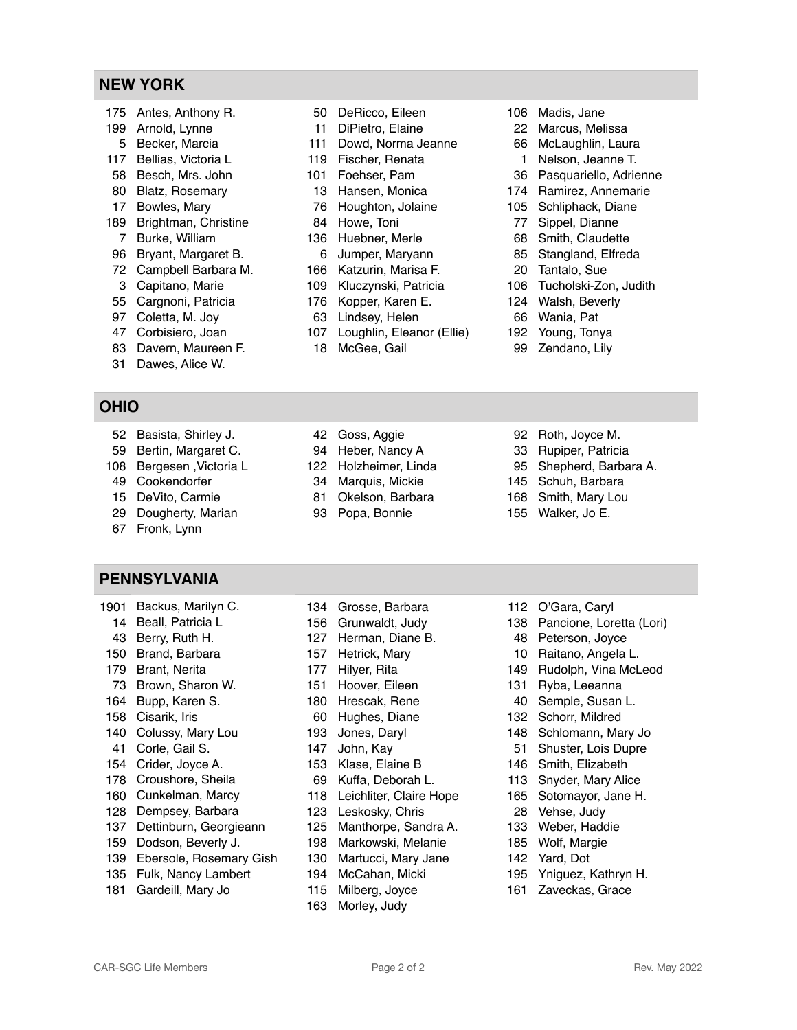## NEW YORK

- 175 Antes, Anthony R.
- 199 Arnold, Lynne
- 5 Becker, Marcia
- 117 Bellias, Victoria L
- 58 Besch, Mrs. John
- 80 Blatz, Rosemary
- 17 Bowles, Mary
- 189 Brightman, Christine
- 7 Burke, William
- 96 Bryant, Margaret B.
- 72 Campbell Barbara M.
- 3 Capitano, Marie
- 55 Cargnoni, Patricia
- 97 Coletta, M. Joy
- 47 Corbisiero, Joan
- 83 Davern, Maureen F.
- 31 Dawes, Alice W.
- 50 DeRicco, Eileen
- 11 DiPietro, Elaine
- 111 Dowd, Norma Jeanne
- 119 Fischer, Renata
- 101 Foehser, Pam
- 13 Hansen, Monica
- 76 Houghton, Jolaine
- 84 Howe, Toni
- 136 Huebner, Merle
- 6 Jumper, Maryann
- 166 Katzurin, Marisa F.
- 109 Kluczynski, Patricia
- 176 Kopper, Karen E.
- 63 Lindsey, Helen
- 107 Loughlin, Eleanor (Ellie)
- 18 McGee, Gail
- 106 Madis, Jane
- 22 Marcus, Melissa
- 66 McLaughlin, Laura
- 1 Nelson, Jeanne T.
- 36 Pasquariello, Adrienne
- 174 Ramirez, Annemarie
- 105 Schliphack, Diane
- 77 Sippel, Dianne
- 68 Smith, Claudette
- 85 Stangland, Elfreda
- 20 Tantalo, Sue
- 106 Tucholski-Zon, Judith
- 124 Walsh, Beverly
- 66 Wania, Pat
- 192 Young, Tonya
- 99 Zendano, Lily

## OHIO

- 52 Basista, Shirley J.
- 59 Bertin, Margaret C.
- 108 Bergesen ,Victoria L
- 49 Cookendorfer
- 15 DeVito, Carmie
- 29 Dougherty, Marian
- 67 Fronk, Lynn
- 42 Goss, Aggie
- 94 Heber, Nancy A
- 122 Holzheimer, Linda
- 34 Marquis, Mickie
- 81 Okelson, Barbara
- 93 Popa, Bonnie
- 92 Roth, Joyce M.
- 33 Rupiper, Patricia
- 95 Shepherd, Barbara A.
- 145 Schuh, Barbara
- 168 Smith, Mary Lou
- 155 Walker, Jo E.

## PENNSYLVANIA

- 1901 Backus, Marilyn C.
- 14 Beall, Patricia L
- 43 Berry, Ruth H.
- 150 Brand, Barbara
- 179 Brant, Nerita
- 73 Brown, Sharon W.
- 164 Bupp, Karen S.
- 158 Cisarik, Iris
- 140 Colussy, Mary Lou
- 41 Corle, Gail S.
- 154 Crider, Joyce A.
- 178 Croushore, Sheila
- 160 Cunkelman, Marcy
- 128 Dempsey, Barbara
- 137 Dettinburn, Georgieann
- 159 Dodson, Beverly J.
- 139 Ebersole, Rosemary Gish
- 135 Fulk, Nancy Lambert
- 181 Gardeill, Mary Jo
- 134 Grosse, Barbara
- 156 Grunwaldt, Judy
- 127 Herman, Diane B.
- 157 Hetrick, Mary
- 177 Hilyer, Rita
- 151 Hoover, Eileen
- 180 Hrescak, Rene
- 60 Hughes, Diane
- 193 Jones, Daryl
- 147 John, Kay
- 153 Klase, Elaine B
- 69 Kuffa, Deborah L.
- 118 Leichliter, Claire Hope
- 123 Leskosky, Chris
- 125 Manthorpe, Sandra A.
- 198 Markowski, Melanie
- 130 Martucci, Mary Jane
- 194 McCahan, Micki
- 115 Milberg, Joyce
- 163 Morley, Judy
- 112 O'Gara, Caryl
- 138 Pancione, Loretta (Lori)
- 48 Peterson, Joyce
- 10 Raitano, Angela L.
- 149 Rudolph, Vina McLeod
- 131 Ryba, Leeanna
- 40 Semple, Susan L.
- 132 Schorr, Mildred
- 148 Schlomann, Mary Jo
- 51 Shuster, Lois Dupre
- 146 Smith, Elizabeth
- 113 Snyder, Mary Alice
- 165 Sotomayor, Jane H.
- 28 Vehse, Judy
- 133 Weber, Haddie
- 185 Wolf, Margie
- 142 Yard, Dot
- 195 Yniguez, Kathryn H.
- 161 Zaveckas, Grace